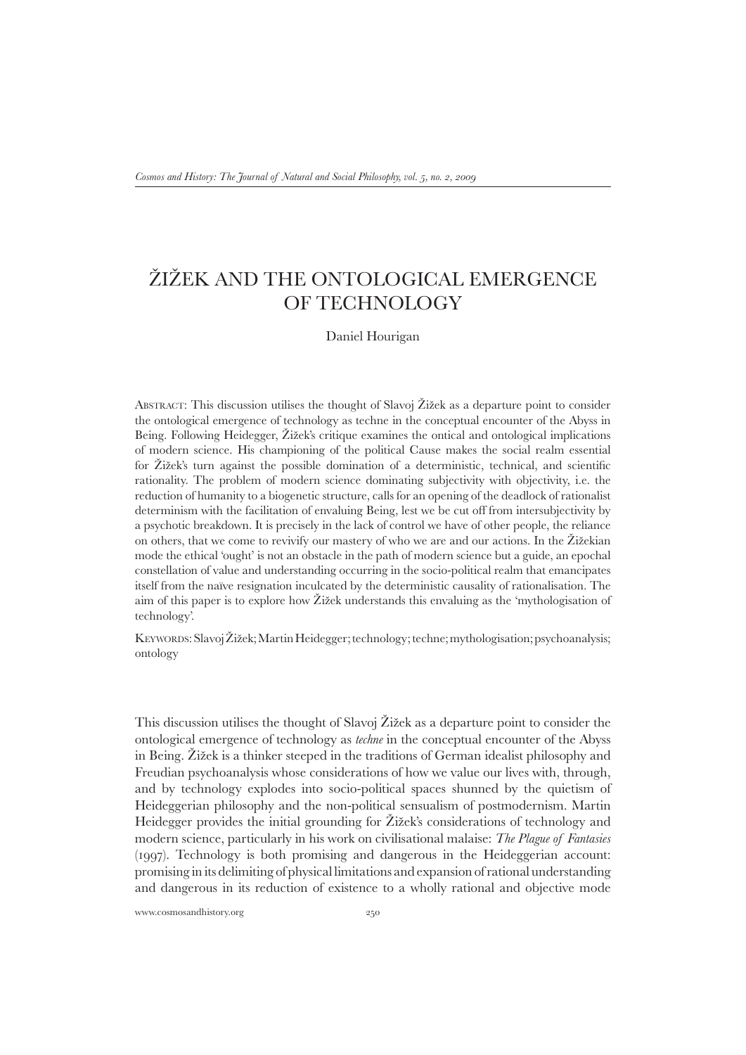# ŽIŽEK AND THE ONTOLOGICAL EMERGENCE OF TECHNOLOGY

Daniel Hourigan

ABSTRACT: This discussion utilises the thought of Slavoj Žižek as a departure point to consider the ontological emergence of technology as techne in the conceptual encounter of the Abyss in Being. Following Heidegger, Žižek's critique examines the ontical and ontological implications of modern science. His championing of the political Cause makes the social realm essential for Žižek's turn against the possible domination of a deterministic, technical, and scientific rationality. The problem of modern science dominating subjectivity with objectivity, i.e. the reduction of humanity to a biogenetic structure, calls for an opening of the deadlock of rationalist determinism with the facilitation of envaluing Being, lest we be cut off from intersubjectivity by a psychotic breakdown. It is precisely in the lack of control we have of other people, the reliance on others, that we come to revivify our mastery of who we are and our actions. In the Žižekian mode the ethical 'ought' is not an obstacle in the path of modern science but a guide, an epochal constellation of value and understanding occurring in the socio-political realm that emancipates itself from the naïve resignation inculcated by the deterministic causality of rationalisation. The aim of this paper is to explore how Žižek understands this envaluing as the 'mythologisation of technology'.

KEYWORDS: Slavoj Žižek; Martin Heidegger; technology; techne; mythologisation; psychoanalysis; ontology

This discussion utilises the thought of Slavoj Žižek as a departure point to consider the ontological emergence of technology as *techne* in the conceptual encounter of the Abyss in Being. Žižek is a thinker steeped in the traditions of German idealist philosophy and Freudian psychoanalysis whose considerations of how we value our lives with, through, and by technology explodes into socio-political spaces shunned by the quietism of Heideggerian philosophy and the non-political sensualism of postmodernism. Martin Heidegger provides the initial grounding for Žižek's considerations of technology and modern science, particularly in his work on civilisational malaise: *The Plague of Fantasies* (1997). Technology is both promising and dangerous in the Heideggerian account: promising in its delimiting of physical limitations and expansion of rational understanding and dangerous in its reduction of existence to a wholly rational and objective mode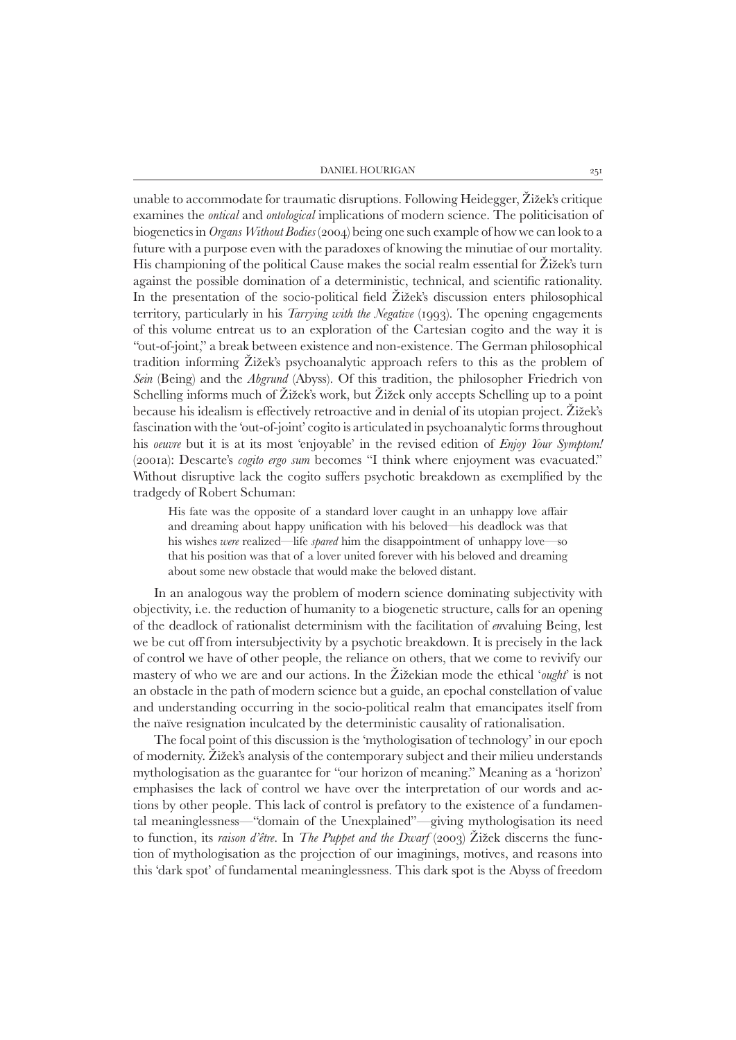unable to accommodate for traumatic disruptions. Following Heidegger, Žižek's critique examines the *ontical* and *ontological* implications of modern science. The politicisation of biogenetics in *Organs Without Bodies* (2004) being one such example of how we can look to a future with a purpose even with the paradoxes of knowing the minutiae of our mortality. His championing of the political Cause makes the social realm essential for Žižek's turn against the possible domination of a deterministic, technical, and scientific rationality. In the presentation of the socio-political field Žižek's discussion enters philosophical territory, particularly in his *Tarrying with the Negative* (1993). The opening engagements of this volume entreat us to an exploration of the Cartesian cogito and the way it is "out-of-joint," a break between existence and non-existence. The German philosophical tradition informing Žižek's psychoanalytic approach refers to this as the problem of *Sein* (Being) and the *Abgrund* (Abyss). Of this tradition, the philosopher Friedrich von Schelling informs much of Žižek's work, but Žižek only accepts Schelling up to a point because his idealism is effectively retroactive and in denial of its utopian project. Žižek's fascination with the 'out-of-joint' cogito is articulated in psychoanalytic forms throughout his *oeuvre* but it is at its most 'enjoyable' in the revised edition of *Enjoy Your Symptom!* (2001a): Descarte's *cogito ergo sum* becomes "I think where enjoyment was evacuated." Without disruptive lack the cogito suffers psychotic breakdown as exemplified by the tradgedy of Robert Schuman:

> His fate was the opposite of a standard lover caught in an unhappy love affair and dreaming about happy unification with his beloved—his deadlock was that his wishes *were* realized—life *spared* him the disappointment of unhappy love—so that his position was that of a lover united forever with his beloved and dreaming about some new obstacle that would make the beloved distant.

In an analogous way the problem of modern science dominating subjectivity with objectivity, i.e. the reduction of humanity to a biogenetic structure, calls for an opening of the deadlock of rationalist determinism with the facilitation of *en*valuing Being, lest we be cut off from intersubjectivity by a psychotic breakdown. It is precisely in the lack of control we have of other people, the reliance on others, that we come to revivify our mastery of who we are and our actions. In the Žižekian mode the ethical '*ought*' is not an obstacle in the path of modern science but a guide, an epochal constellation of value and understanding occurring in the socio-political realm that emancipates itself from the naïve resignation inculcated by the deterministic causality of rationalisation.

The focal point of this discussion is the 'mythologisation of technology' in our epoch of modernity. Žižek's analysis of the contemporary subject and their milieu understands mythologisation as the guarantee for "our horizon of meaning." Meaning as a 'horizon' emphasises the lack of control we have over the interpretation of our words and actions by other people. This lack of control is prefatory to the existence of a fundamental meaninglessness—"domain of the Unexplained"—giving mythologisation its need to function, its *raison d'être*. In *The Puppet and the Dwarf* (2003) Žižek discerns the function of mythologisation as the projection of our imaginings, motives, and reasons into this 'dark spot' of fundamental meaninglessness. This dark spot is the Abyss of freedom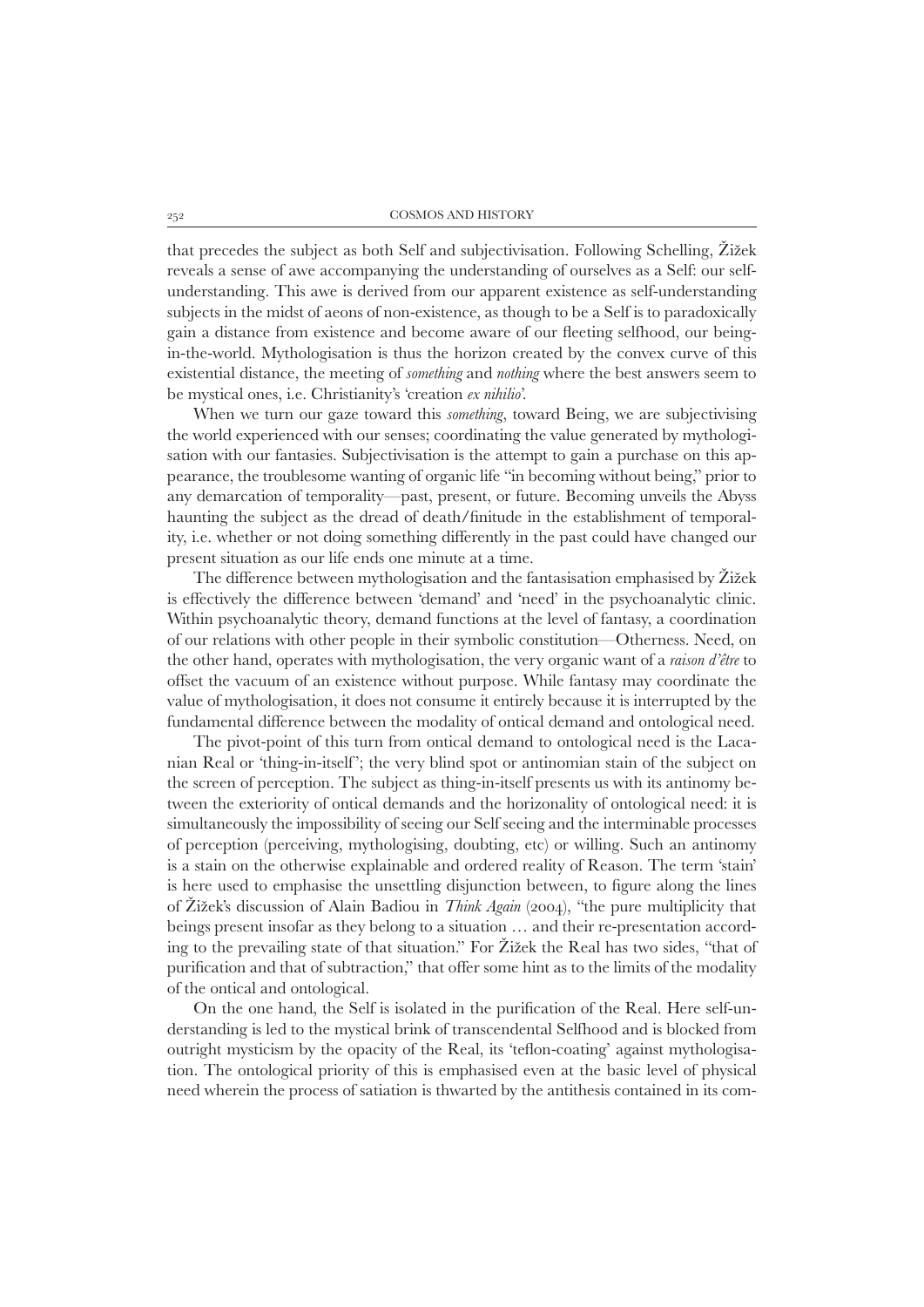that precedes the subject as both Self and subjectivisation. Following Schelling, Žižek reveals a sense of awe accompanying the understanding of ourselves as a Self: our self-understanding. This awe is derived from our apparent existence as self-understanding subjects in the midst of aeons of non-existence, as though to be a Self is to paradoxically gain a distance from existence and become aware of our fleeting selfhood, our being-in-the-world. Mythologisation is thus the horizon created by the convex curve of this existential distance, the meeting of *something* and *nothing* where the best answers seem to be mystical ones, i.e. Christianity's 'creation *ex nihilio*'.

When we turn our gaze toward this *something*, toward Being, we are subjectivising the world experienced with our senses; coordinating the value generated by mythologisation with our fantasies. Subjectivisation is the attempt to gain a purchase on this appearance, the troublesome wanting of organic life "in becoming without being," prior to any demarcation of temporality—past, present, or future. Becoming unveils the Abyss haunting the subject as the dread of death/finitude in the establishment of temporality, i.e. whether or not doing something differently in the past could have changed our present situation as our life ends one minute at a time.

The difference between mythologisation and the fantasisation emphasised by Žižek is effectively the difference between 'demand' and 'need' in the psychoanalytic clinic. Within psychoanalytic theory, demand functions at the level of fantasy, a coordination of our relations with other people in their symbolic constitution—Otherness. Need, on the other hand, operates with mythologisation, the very organic want of a *raison d'être* to offset the vacuum of an existence without purpose. While fantasy may coordinate the value of mythologisation, it does not consume it entirely because it is interrupted by the fundamental difference between the modality of ontical demand and ontological need.

The pivot-point of this turn from ontical demand to ontological need is the Lacanian Real or 'thing-in-itself'; the very blind spot or antinomian stain of the subject on the screen of perception. The subject as thing-in-itself presents us with its antinomy between the exteriority of ontical demands and the horizonality of ontological need: it is simultaneously the impossibility of seeing our Self seeing and the interminable processes of perception (perceiving, mythologising, doubting, etc) or willing. Such an antinomy is a stain on the otherwise explainable and ordered reality of Reason. The term 'stain' is here used to emphasise the unsettling disjunction between, to figure along the lines of Žižek's discussion of Alain Badiou in *Think Again* (2004), "the pure multiplicity that beings present insofar as they belong to a situation … and their re-presentation according to the prevailing state of that situation." For Žižek the Real has two sides, "that of purification and that of subtraction," that offer some hint as to the limits of the modality of the ontical and ontological.

On the one hand, the Self is isolated in the purification of the Real. Here self-understanding is led to the mystical brink of transcendental Selfhood and is blocked from outright mysticism by the opacity of the Real, its 'teflon-coating' against mythologisation. The ontological priority of this is emphasised even at the basic level of physical need wherein the process of satiation is thwarted by the antithesis contained in its com-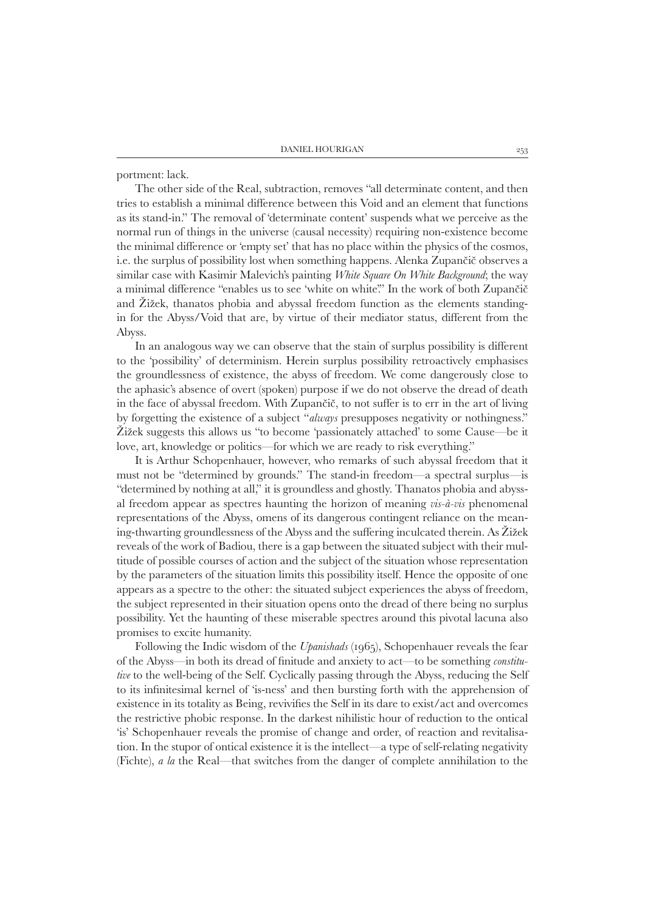portment: lack.

The other side of the Real, subtraction, removes "all determinate content, and then tries to establish a minimal difference between this Void and an element that functions as its stand-in." The removal of 'determinate content' suspends what we perceive as the normal run of things in the universe (causal necessity) requiring non-existence become the minimal difference or 'empty set' that has no place within the physics of the cosmos, i.e. the surplus of possibility lost when something happens. Alenka Zupančič observes a similar case with Kasimir Malevich's painting *White Square On White Background*; the way a minimal difference "enables us to see 'white on white'." In the work of both Zupančič and Žižek, thanatos phobia and abyssal freedom function as the elements standing-in for the Abyss/Void that are, by virtue of their mediator status, different from the Abyss.

In an analogous way we can observe that the stain of surplus possibility is different to the 'possibility' of determinism. Herein surplus possibility retroactively emphasises the groundlessness of existence, the abyss of freedom. We come dangerously close to the aphasic's absence of overt (spoken) purpose if we do not observe the dread of death in the face of abyssal freedom. With Zupančič, to not suffer is to err in the art of living by forgetting the existence of a subject "*always* presupposes negativity or nothingness." Žižek suggests this allows us "to become 'passionately attached' to some Cause—be it love, art, knowledge or politics—for which we are ready to risk everything."

It is Arthur Schopenhauer, however, who remarks of such abyssal freedom that it must not be "determined by grounds." The stand-in freedom—a spectral surplus—is "determined by nothing at all," it is groundless and ghostly. Thanatos phobia and abyssal freedom appear as spectres haunting the horizon of meaning *vis-à-vis* phenomenal representations of the Abyss, omens of its dangerous contingent reliance on the meaning-thwarting groundlessness of the Abyss and the suffering inculcated therein. As Žižek reveals of the work of Badiou, there is a gap between the situated subject with their multitude of possible courses of action and the subject of the situation whose representation by the parameters of the situation limits this possibility itself. Hence the opposite of one appears as a spectre to the other: the situated subject experiences the abyss of freedom, the subject represented in their situation opens onto the dread of there being no surplus possibility. Yet the haunting of these miserable spectres around this pivotal lacuna also promises to excite humanity.

Following the Indic wisdom of the *Upanishads* (1965), Schopenhauer reveals the fear of the Abyss—in both its dread of finitude and anxiety to act—to be something *constitutive* to the well-being of the Self. Cyclically passing through the Abyss, reducing the Self to its infinitesimal kernel of 'is-ness' and then bursting forth with the apprehension of existence in its totality as Being, revivifies the Self in its dare to exist/act and overcomes the restrictive phobic response. In the darkest nihilistic hour of reduction to the ontical 'is' Schopenhauer reveals the promise of change and order, of reaction and revitalisation. In the stupor of ontical existence it is the intellect—a type of self-relating negativity (Fichte), *a la* the Real—that switches from the danger of complete annihilation to the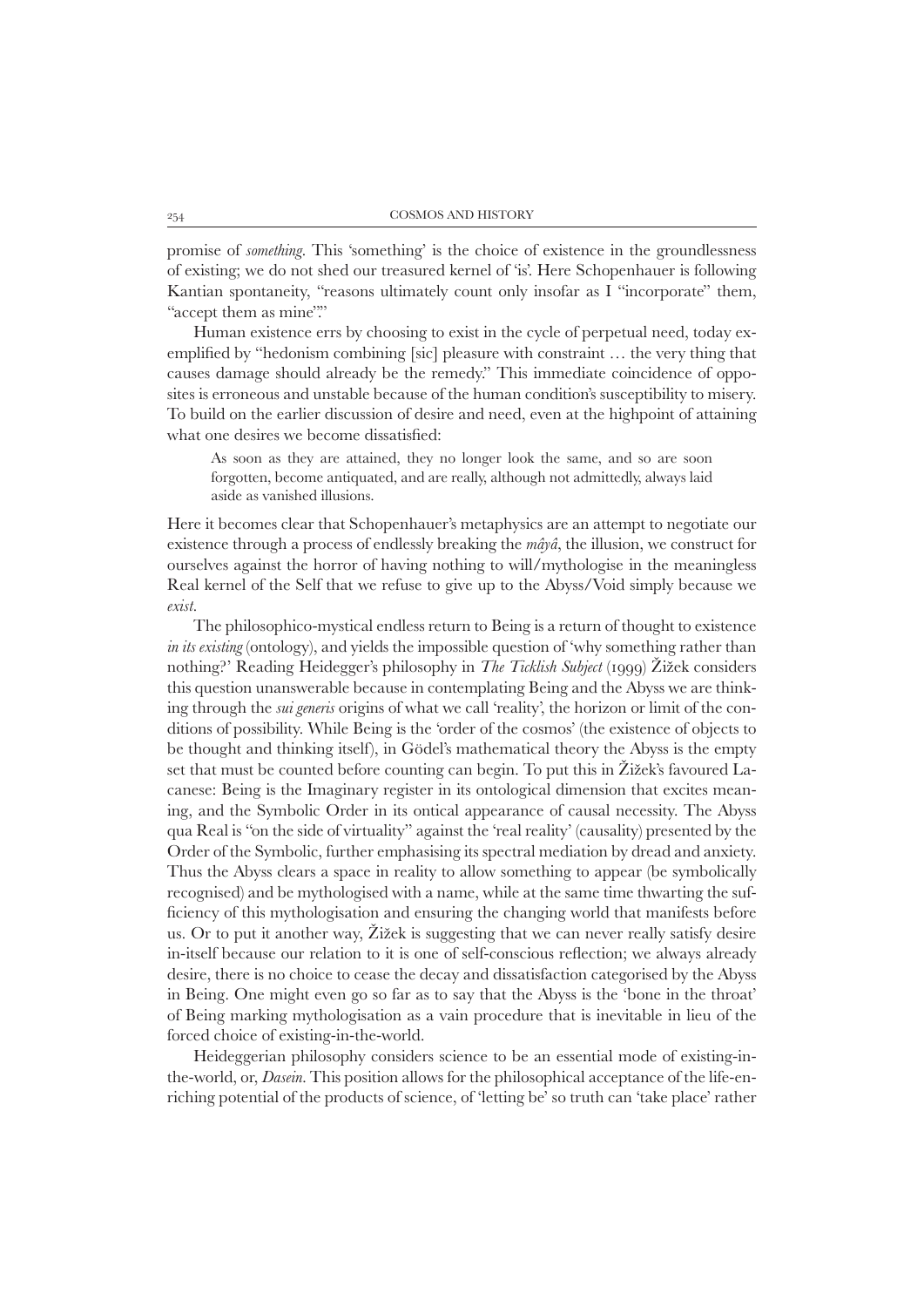promise of *something*. This 'something' is the choice of existence in the groundlessness of existing; we do not shed our treasured kernel of 'is'. Here Schopenhauer is following Kantian spontaneity, "reasons ultimately count only insofar as I "incorporate" them, "accept them as mine"."

Human existence errs by choosing to exist in the cycle of perpetual need, today exemplified by "hedonism combining [sic] pleasure with constraint … the very thing that causes damage should already be the remedy." This immediate coincidence of opposites is erroneous and unstable because of the human condition's susceptibility to misery. To build on the earlier discussion of desire and need, even at the highpoint of attaining what one desires we become dissatisfied:

> As soon as they are attained, they no longer look the same, and so are soon forgotten, become antiquated, and are really, although not admittedly, always laid aside as vanished illusions.

Here it becomes clear that Schopenhauer's metaphysics are an attempt to negotiate our existence through a process of endlessly breaking the *mâyâ*, the illusion, we construct for ourselves against the horror of having nothing to will/mythologise in the meaningless Real kernel of the Self that we refuse to give up to the Abyss/Void simply because we *exist*.

The philosophico-mystical endless return to Being is a return of thought to existence *in its existing* (ontology), and yields the impossible question of 'why something rather than nothing?' Reading Heidegger's philosophy in *The Ticklish Subject* (1999) Žižek considers this question unanswerable because in contemplating Being and the Abyss we are thinking through the *sui generis* origins of what we call 'reality', the horizon or limit of the conditions of possibility. While Being is the 'order of the cosmos' (the existence of objects to be thought and thinking itself), in Gödel's mathematical theory the Abyss is the empty set that must be counted before counting can begin. To put this in Žižek's favoured Lacanese: Being is the Imaginary register in its ontological dimension that excites meaning, and the Symbolic Order in its ontical appearance of causal necessity. The Abyss qua Real is "on the side of virtuality" against the 'real reality' (causality) presented by the Order of the Symbolic, further emphasising its spectral mediation by dread and anxiety. Thus the Abyss clears a space in reality to allow something to appear (be symbolically recognised) and be mythologised with a name, while at the same time thwarting the sufficiency of this mythologisation and ensuring the changing world that manifests before us. Or to put it another way, Žižek is suggesting that we can never really satisfy desire in-itself because our relation to it is one of self-conscious reflection; we always already desire, there is no choice to cease the decay and dissatisfaction categorised by the Abyss in Being. One might even go so far as to say that the Abyss is the 'bone in the throat' of Being marking mythologisation as a vain procedure that is inevitable in lieu of the forced choice of existing-in-the-world.

Heideggerian philosophy considers science to be an essential mode of existing-in-the-world, or, *Dasein*. This position allows for the philosophical acceptance of the life-enriching potential of the products of science, of 'letting be' so truth can 'take place' rather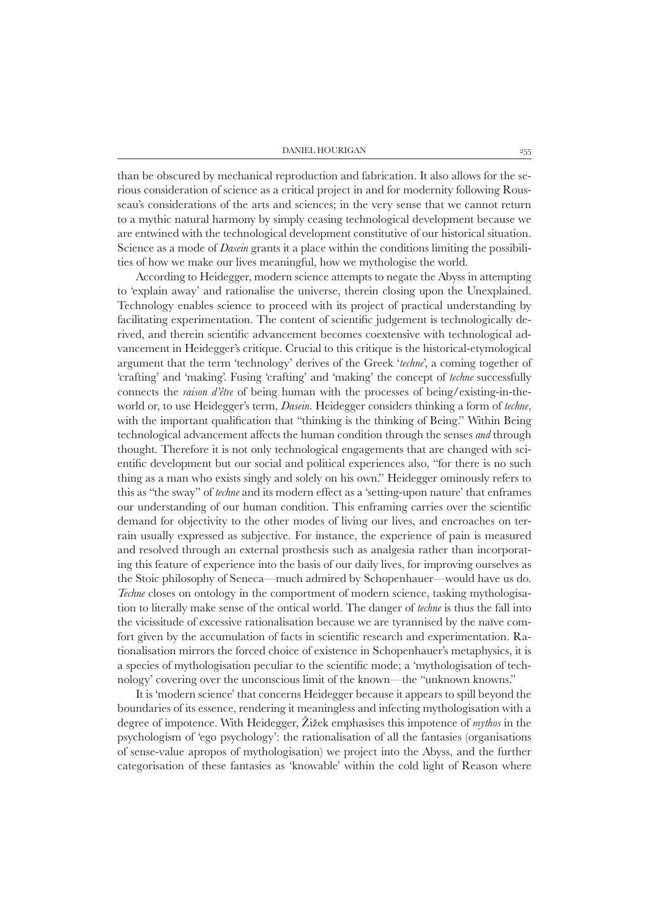than be obscured by mechanical reproduction and fabrication. It also allows for the serious consideration of science as a critical project in and for modernity following Rousseau's considerations of the arts and sciences; in the very sense that we cannot return to a mythic natural harmony by simply ceasing technological development because we are entwined with the technological development constitutive of our historical situation. Science as a mode of *Dasein* grants it a place within the conditions limiting the possibilities of how we make our lives meaningful, how we mythologise the world.

According to Heidegger, modern science attempts to negate the Abyss in attempting to 'explain away' and rationalise the universe, therein closing upon the Unexplained. Technology enables science to proceed with its project of practical understanding by facilitating experimentation. The content of scientific judgement is technologically derived, and therein scientific advancement becomes coextensive with technological advancement in Heidegger's critique. Crucial to this critique is the historical-etymological argument that the term 'technology' derives of the Greek '*techne*', a coming together of 'crafting' and 'making'. Fusing 'crafting' and 'making' the concept of *techne* successfully connects the *raison d'être* of being human with the processes of being/existing-in-the-world or, to use Heidegger's term, *Dasein*. Heidegger considers thinking a form of *techne*, with the important qualification that "thinking is the thinking of Being." Within Being technological advancement affects the human condition through the senses *and* through thought. Therefore it is not only technological engagements that are changed with scientific development but our social and political experiences also, "for there is no such thing as a man who exists singly and solely on his own." Heidegger ominously refers to this as "the sway" of *techne* and its modern effect as a 'setting-upon nature' that enframes our understanding of our human condition. This enframing carries over the scientific demand for objectivity to the other modes of living our lives, and encroaches on terrain usually expressed as subjective. For instance, the experience of pain is measured and resolved through an external prosthesis such as analgesia rather than incorporating this feature of experience into the basis of our daily lives, for improving ourselves as the Stoic philosophy of Seneca—much admired by Schopenhauer—would have us do. *Techne* closes on ontology in the comportment of modern science, tasking mythologisation to literally make sense of the ontical world. The danger of *techne* is thus the fall into the vicissitude of excessive rationalisation because we are tyrannised by the naïve comfort given by the accumulation of facts in scientific research and experimentation. Rationalisation mirrors the forced choice of existence in Schopenhauer's metaphysics, it is a species of mythologisation peculiar to the scientific mode; a 'mythologisation of technology' covering over the unconscious limit of the known—the "unknown knowns."

It is 'modern science' that concerns Heidegger because it appears to spill beyond the boundaries of its essence, rendering it meaningless and infecting mythologisation with a degree of impotence. With Heidegger, Žižek emphasises this impotence of *mythos* in the psychologism of 'ego psychology': the rationalisation of all the fantasies (organisations of sense-value apropos of mythologisation) we project into the Abyss, and the further categorisation of these fantasies as 'knowable' within the cold light of Reason where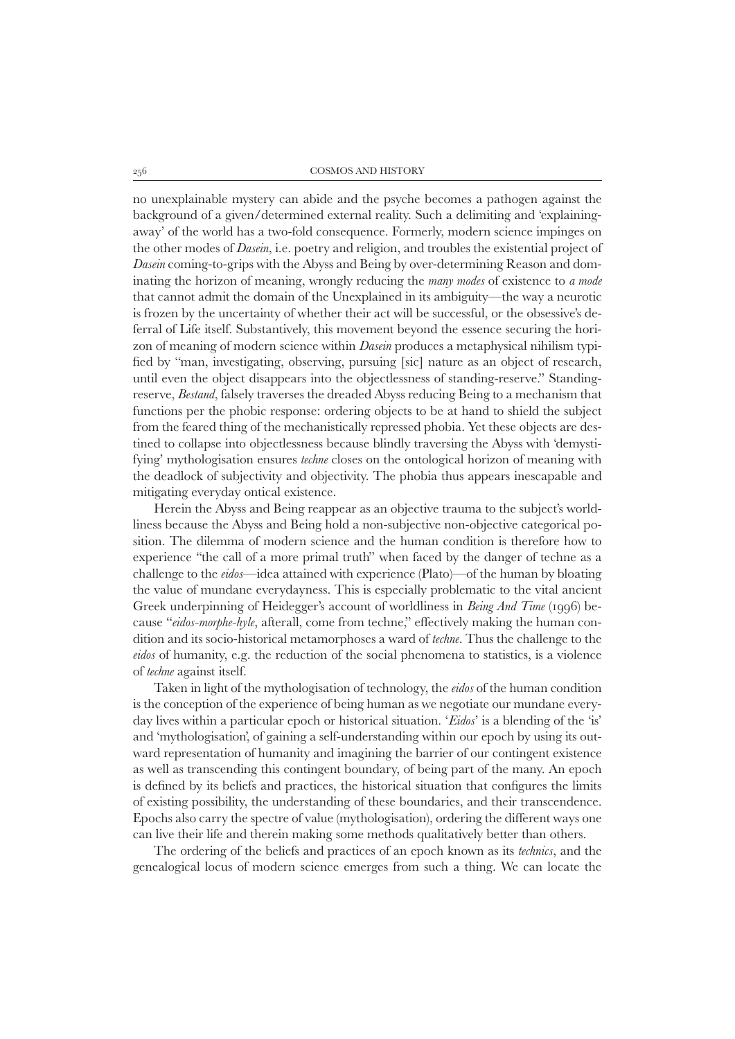no unexplainable mystery can abide and the psyche becomes a pathogen against the background of a given/determined external reality. Such a delimiting and 'explaining-away' of the world has a two-fold consequence. Formerly, modern science impinges on the other modes of *Dasein*, i.e. poetry and religion, and troubles the existential project of *Dasein* coming-to-grips with the Abyss and Being by over-determining Reason and dominating the horizon of meaning, wrongly reducing the *many modes* of existence to *a mode* that cannot admit the domain of the Unexplained in its ambiguity—the way a neurotic is frozen by the uncertainty of whether their act will be successful, or the obsessive's deferral of Life itself. Substantively, this movement beyond the essence securing the horizon of meaning of modern science within *Dasein* produces a metaphysical nihilism typified by "man, investigating, observing, pursuing [sic] nature as an object of research, until even the object disappears into the objectlessness of standing-reserve." Standing-reserve, *Bestand*, falsely traverses the dreaded Abyss reducing Being to a mechanism that functions per the phobic response: ordering objects to be at hand to shield the subject from the feared thing of the mechanistically repressed phobia. Yet these objects are destined to collapse into objectlessness because blindly traversing the Abyss with 'demystifying' mythologisation ensures *techne* closes on the ontological horizon of meaning with the deadlock of subjectivity and objectivity. The phobia thus appears inescapable and mitigating everyday ontical existence.

Herein the Abyss and Being reappear as an objective trauma to the subject's worldliness because the Abyss and Being hold a non-subjective non-objective categorical position. The dilemma of modern science and the human condition is therefore how to experience "the call of a more primal truth" when faced by the danger of techne as a challenge to the *eidos*—idea attained with experience (Plato)—of the human by bloating the value of mundane everydayness. This is especially problematic to the vital ancient Greek underpinning of Heidegger's account of worldliness in *Being And Time* (1996) because "*eidos-morphe-hyle*, afterall, come from techne," effectively making the human condition and its socio-historical metamorphoses a ward of *techne*. Thus the challenge to the *eidos* of humanity, e.g. the reduction of the social phenomena to statistics, is a violence of *techne* against itself.

Taken in light of the mythologisation of technology, the *eidos* of the human condition is the conception of the experience of being human as we negotiate our mundane everyday lives within a particular epoch or historical situation. '*Eidos*' is a blending of the 'is' and 'mythologisation', of gaining a self-understanding within our epoch by using its outward representation of humanity and imagining the barrier of our contingent existence as well as transcending this contingent boundary, of being part of the many. An epoch is defined by its beliefs and practices, the historical situation that configures the limits of existing possibility, the understanding of these boundaries, and their transcendence. Epochs also carry the spectre of value (mythologisation), ordering the different ways one can live their life and therein making some methods qualitatively better than others.

The ordering of the beliefs and practices of an epoch known as its *technics*, and the genealogical locus of modern science emerges from such a thing. We can locate the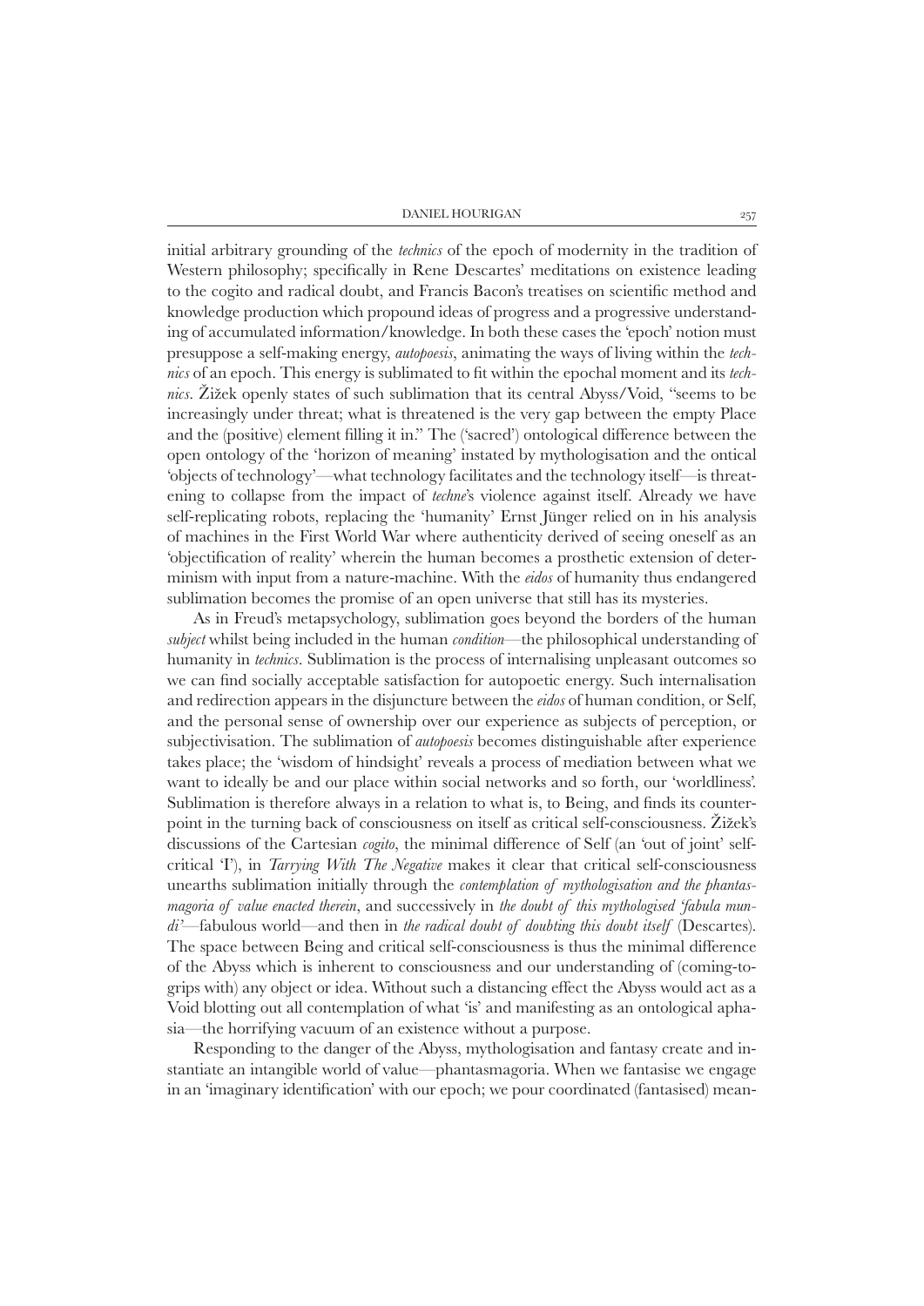initial arbitrary grounding of the *technics* of the epoch of modernity in the tradition of Western philosophy; specifically in Rene Descartes' meditations on existence leading to the cogito and radical doubt, and Francis Bacon's treatises on scientific method and knowledge production which propound ideas of progress and a progressive understanding of accumulated information/knowledge. In both these cases the 'epoch' notion must presuppose a self-making energy, *autopoesis*, animating the ways of living within the *technics* of an epoch. This energy is sublimated to fit within the epochal moment and its *technics*. Žižek openly states of such sublimation that its central Abyss/Void, "seems to be increasingly under threat; what is threatened is the very gap between the empty Place and the (positive) element filling it in." The ('sacred') ontological difference between the open ontology of the 'horizon of meaning' instated by mythologisation and the ontical 'objects of technology'—what technology facilitates and the technology itself—is threatening to collapse from the impact of *techne*'s violence against itself. Already we have self-replicating robots, replacing the 'humanity' Ernst Jünger relied on in his analysis of machines in the First World War where authenticity derived of seeing oneself as an 'objectification of reality' wherein the human becomes a prosthetic extension of determinism with input from a nature-machine. With the *eidos* of humanity thus endangered sublimation becomes the promise of an open universe that still has its mysteries.

As in Freud's metapsychology, sublimation goes beyond the borders of the human *subject* whilst being included in the human *condition*—the philosophical understanding of humanity in *technics*. Sublimation is the process of internalising unpleasant outcomes so we can find socially acceptable satisfaction for autopoetic energy. Such internalisation and redirection appears in the disjuncture between the *eidos* of human condition, or Self, and the personal sense of ownership over our experience as subjects of perception, or subjectivisation. The sublimation of *autopoesis* becomes distinguishable after experience takes place; the 'wisdom of hindsight' reveals a process of mediation between what we want to ideally be and our place within social networks and so forth, our 'worldliness'. Sublimation is therefore always in a relation to what is, to Being, and finds its counterpoint in the turning back of consciousness on itself as critical self-consciousness. Žižek's discussions of the Cartesian *cogito*, the minimal difference of Self (an 'out of joint' self-critical 'I'), in *Tarrying With The Negative* makes it clear that critical self-consciousness unearths sublimation initially through the *contemplation of mythologisation and the phantasmagoria of value enacted therein*, and successively in *the doubt of this mythologised 'fabula mundi'*—fabulous world—and then in *the radical doubt of doubting this doubt itself* (Descartes). The space between Being and critical self-consciousness is thus the minimal difference of the Abyss which is inherent to consciousness and our understanding of (coming-to-grips with) any object or idea. Without such a distancing effect the Abyss would act as a Void blotting out all contemplation of what 'is' and manifesting as an ontological aphasia—the horrifying vacuum of an existence without a purpose.

Responding to the danger of the Abyss, mythologisation and fantasy create and instantiate an intangible world of value—phantasmagoria. When we fantasise we engage in an 'imaginary identification' with our epoch; we pour coordinated (fantasised) mean-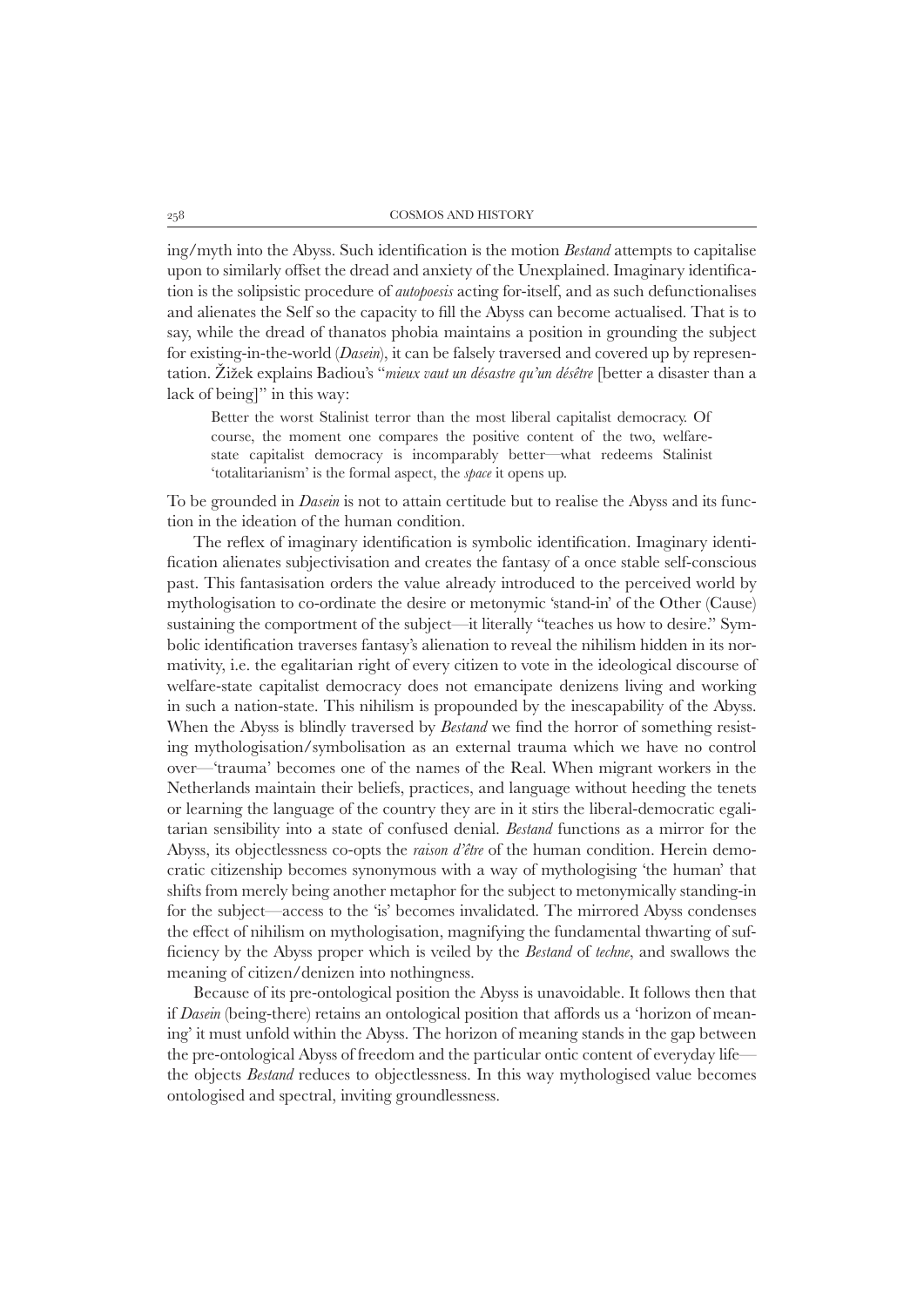ing/myth into the Abyss. Such identification is the motion *Bestand* attempts to capitalise upon to similarly offset the dread and anxiety of the Unexplained. Imaginary identification is the solipsistic procedure of *autopoesis* acting for-itself, and as such defunctionalises and alienates the Self so the capacity to fill the Abyss can become actualised. That is to say, while the dread of thanatos phobia maintains a position in grounding the subject for existing-in-the-world (*Dasein*), it can be falsely traversed and covered up by representation. Žižek explains Badiou's "*mieux vaut un désastre qu'un désêtre* [better a disaster than a lack of being]" in this way:

> Better the worst Stalinist terror than the most liberal capitalist democracy. Of course, the moment one compares the positive content of the two, welfare-state capitalist democracy is incomparably better—what redeems Stalinist 'totalitarianism' is the formal aspect, the *space* it opens up.

To be grounded in *Dasein* is not to attain certitude but to realise the Abyss and its function in the ideation of the human condition.

The reflex of imaginary identification is symbolic identification. Imaginary identification alienates subjectivisation and creates the fantasy of a once stable self-conscious past. This fantasisation orders the value already introduced to the perceived world by mythologisation to co-ordinate the desire or metonymic 'stand-in' of the Other (Cause) sustaining the comportment of the subject—it literally "teaches us how to desire." Symbolic identification traverses fantasy's alienation to reveal the nihilism hidden in its normativity, i.e. the egalitarian right of every citizen to vote in the ideological discourse of welfare-state capitalist democracy does not emancipate denizens living and working in such a nation-state. This nihilism is propounded by the inescapability of the Abyss. When the Abyss is blindly traversed by *Bestand* we find the horror of something resisting mythologisation/symbolisation as an external trauma which we have no control over—'trauma' becomes one of the names of the Real. When migrant workers in the Netherlands maintain their beliefs, practices, and language without heeding the tenets or learning the language of the country they are in it stirs the liberal-democratic egalitarian sensibility into a state of confused denial. *Bestand* functions as a mirror for the Abyss, its objectlessness co-opts the *raison d'être* of the human condition. Herein democratic citizenship becomes synonymous with a way of mythologising 'the human' that shifts from merely being another metaphor for the subject to metonymically standing-in for the subject—access to the 'is' becomes invalidated. The mirrored Abyss condenses the effect of nihilism on mythologisation, magnifying the fundamental thwarting of sufficiency by the Abyss proper which is veiled by the *Bestand* of *techne*, and swallows the meaning of citizen/denizen into nothingness.

Because of its pre-ontological position the Abyss is unavoidable. It follows then that if *Dasein* (being-there) retains an ontological position that affords us a 'horizon of meaning' it must unfold within the Abyss. The horizon of meaning stands in the gap between the pre-ontological Abyss of freedom and the particular ontic content of everyday life—the objects *Bestand* reduces to objectlessness. In this way mythologised value becomes ontologised and spectral, inviting groundlessness.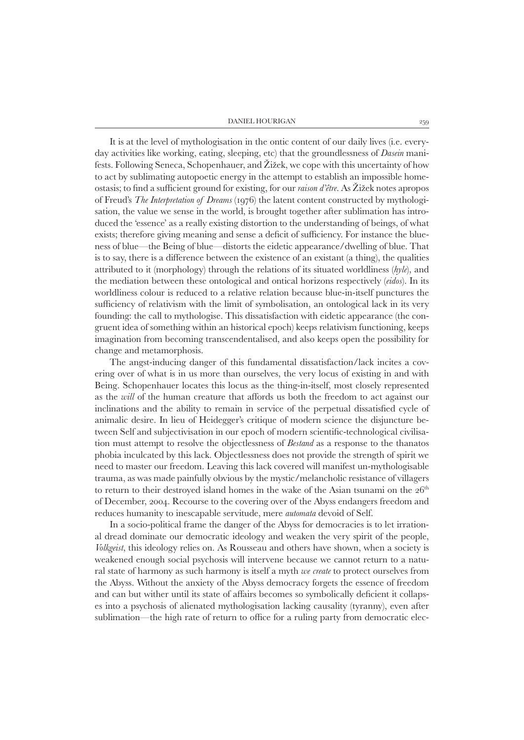It is at the level of mythologisation in the ontic content of our daily lives (i.e. everyday activities like working, eating, sleeping, etc) that the groundlessness of *Dasein* manifests. Following Seneca, Schopenhauer, and Žižek, we cope with this uncertainty of how to act by sublimating autopoetic energy in the attempt to establish an impossible homeostasis; to find a sufficient ground for existing, for our *raison d'être*. As Žižek notes apropos of Freud's *The Interpretation of Dreams* (1976) the latent content constructed by mythologisation, the value we sense in the world, is brought together after sublimation has introduced the 'essence' as a really existing distortion to the understanding of beings, of what exists; therefore giving meaning and sense a deficit of sufficiency. For instance the blueness of blue—the Being of blue—distorts the eidetic appearance/dwelling of blue. That is to say, there is a difference between the existence of an existant (a thing), the qualities attributed to it (morphology) through the relations of its situated worldliness (*hyle*), and the mediation between these ontological and ontical horizons respectively (*eidos*). In its worldliness colour is reduced to a relative relation because blue-in-itself punctures the sufficiency of relativism with the limit of symbolisation, an ontological lack in its very founding: the call to mythologise. This dissatisfaction with eidetic appearance (the congruent idea of something within an historical epoch) keeps relativism functioning, keeps imagination from becoming transcendentalised, and also keeps open the possibility for change and metamorphosis.

The angst-inducing danger of this fundamental dissatisfaction/lack incites a covering over of what is in us more than ourselves, the very locus of existing in and with Being. Schopenhauer locates this locus as the thing-in-itself, most closely represented as the *will* of the human creature that affords us both the freedom to act against our inclinations and the ability to remain in service of the perpetual dissatisfied cycle of animalic desire. In lieu of Heidegger's critique of modern science the disjuncture between Self and subjectivisation in our epoch of modern scientific-technological civilisation must attempt to resolve the objectlessness of *Bestand* as a response to the thanatos phobia inculcated by this lack. Objectlessness does not provide the strength of spirit we need to master our freedom. Leaving this lack covered will manifest un-mythologisable trauma, as was made painfully obvious by the mystic/melancholic resistance of villagers to return to their destroyed island homes in the wake of the Asian tsunami on the 26th of December, 2004. Recourse to the covering over of the Abyss endangers freedom and reduces humanity to inescapable servitude, mere *automata* devoid of Self.

In a socio-political frame the danger of the Abyss for democracies is to let irrational dread dominate our democratic ideology and weaken the very spirit of the people, *Volkgeist*, this ideology relies on. As Rousseau and others have shown, when a society is weakened enough social psychosis will intervene because we cannot return to a natural state of harmony as such harmony is itself a myth *we create* to protect ourselves from the Abyss. Without the anxiety of the Abyss democracy forgets the essence of freedom and can but wither until its state of affairs becomes so symbolically deficient it collapses into a psychosis of alienated mythologisation lacking causality (tyranny), even after sublimation—the high rate of return to office for a ruling party from democratic elec-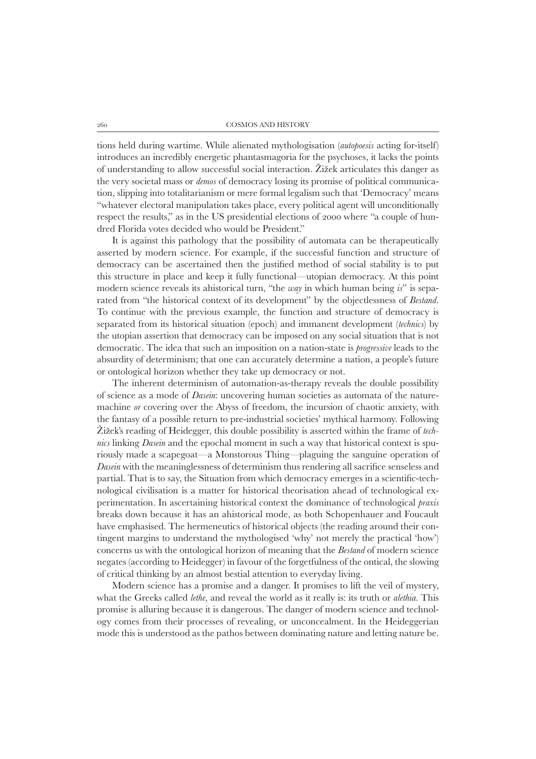tions held during wartime. While alienated mythologisation (*autopoesis* acting for-itself) introduces an incredibly energetic phantasmagoria for the psychoses, it lacks the points of understanding to allow successful social interaction. Žižek articulates this danger as the very societal mass or *demos* of democracy losing its promise of political communication, slipping into totalitarianism or mere formal legalism such that 'Democracy' means "whatever electoral manipulation takes place, every political agent will unconditionally respect the results," as in the US presidential elections of 2000 where "a couple of hundred Florida votes decided who would be President."

It is against this pathology that the possibility of automata can be therapeutically asserted by modern science. For example, if the successful function and structure of democracy can be ascertained then the justified method of social stability is to put this structure in place and keep it fully functional—utopian democracy. At this point modern science reveals its ahistorical turn, "the *way* in which human being *is*" is separated from "the historical context of its development" by the objectlessness of *Bestand*. To continue with the previous example, the function and structure of democracy is separated from its historical situation (epoch) and immanent development (*technics*) by the utopian assertion that democracy can be imposed on any social situation that is not democratic. The idea that such an imposition on a nation-state is *progressive* leads to the absurdity of determinism; that one can accurately determine a nation, a people's future or ontological horizon whether they take up democracy or not.

The inherent determinism of automation-as-therapy reveals the double possibility of science as a mode of *Dasein*: uncovering human societies as automata of the nature-machine *or* covering over the Abyss of freedom, the incursion of chaotic anxiety, with the fantasy of a possible return to pre-industrial societies' mythical harmony. Following Žižek's reading of Heidegger, this double possibility is asserted within the frame of *technics* linking *Dasein* and the epochal moment in such a way that historical context is spuriously made a scapegoat—a Monstrous Thing—plaguing the sanguine operation of *Dasein* with the meaninglessness of determinism thus rendering all sacrifice senseless and partial. That is to say, the Situation from which democracy emerges in a scientific-technological civilisation is a matter for historical theorisation ahead of technological experimentation. In ascertaining historical context the dominance of technological *praxis* breaks down because it has an ahistorical mode, as both Schopenhauer and Foucault have emphasised. The hermeneutics of historical objects (the reading around their contingent margins to understand the mythologised 'why' not merely the practical 'how') concerns us with the ontological horizon of meaning that the *Bestand* of modern science negates (according to Heidegger) in favour of the forgetfulness of the ontical, the slowing of critical thinking by an almost bestial attention to everyday living.

Modern science has a promise and a danger. It promises to lift the veil of mystery, what the Greeks called *lethe*, and reveal the world as it really is: its truth or *alethia*. This promise is alluring because it is dangerous. The danger of modern science and technology comes from their processes of revealing, or unconcealment. In the Heideggerian mode this is understood as the pathos between dominating nature and letting nature be.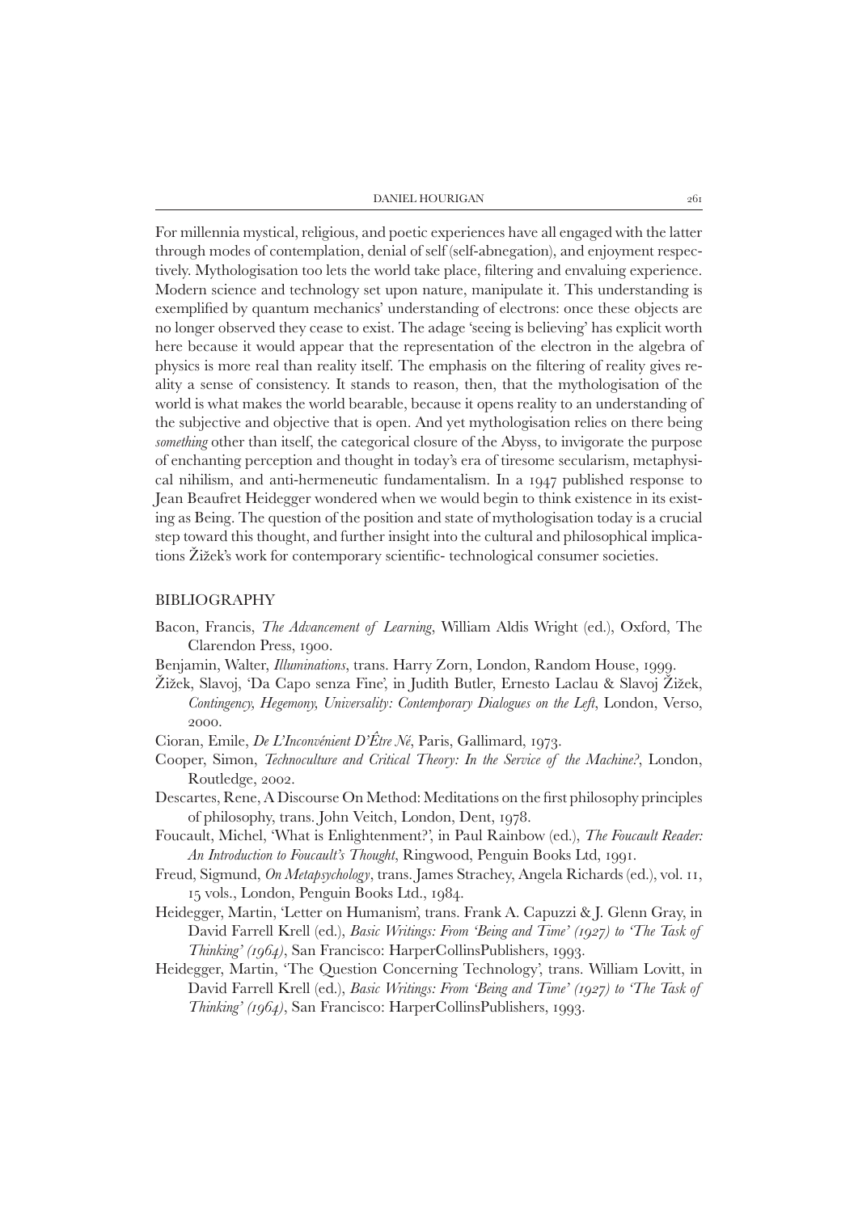For millennia mystical, religious, and poetic experiences have all engaged with the latter through modes of contemplation, denial of self (self-abnegation), and enjoyment respectively. Mythologisation too lets the world take place, filtering and envaluing experience. Modern science and technology set upon nature, manipulate it. This understanding is exemplified by quantum mechanics' understanding of electrons: once these objects are no longer observed they cease to exist. The adage 'seeing is believing' has explicit worth here because it would appear that the representation of the electron in the algebra of physics is more real than reality itself. The emphasis on the filtering of reality gives reality a sense of consistency. It stands to reason, then, that the mythologisation of the world is what makes the world bearable, because it opens reality to an understanding of the subjective and objective that is open. And yet mythologisation relies on there being *something* other than itself, the categorical closure of the Abyss, to invigorate the purpose of enchanting perception and thought in today's era of tiresome secularism, metaphysical nihilism, and anti-hermeneutic fundamentalism. In a 1947 published response to Jean Beaufret Heidegger wondered when we would begin to think existence in its existing as Being. The question of the position and state of mythologisation today is a crucial step toward this thought, and further insight into the cultural and philosophical implications Žižek's work for contemporary scientific- technological consumer societies.

## BIBLIOGRAPHY

Bacon, Francis, *The Advancement of Learning*, William Aldis Wright (ed.), Oxford, The Clarendon Press, 1900.

Benjamin, Walter, *Illuminations*, trans. Harry Zorn, London, Random House, 1999.

Žižek, Slavoj, 'Da Capo senza Fine', in Judith Butler, Ernesto Laclau & Slavoj Žižek, *Contingency, Hegemony, Universality: Contemporary Dialogues on the Left*, London, Verso, 2000.

Cioran, Emile, *De L'Inconvénient D'Être Né*, Paris, Gallimard, 1973.

Cooper, Simon, *Technoculture and Critical Theory: In the Service of the Machine?*, London, Routledge, 2002.

Descartes, Rene, A Discourse On Method: Meditations on the first philosophy principles of philosophy, trans. John Veitch, London, Dent, 1978.

Foucault, Michel, 'What is Enlightenment?', in Paul Rainbow (ed.), *The Foucault Reader: An Introduction to Foucault's Thought*, Ringwood, Penguin Books Ltd, 1991.

Freud, Sigmund, *On Metapsychology*, trans. James Strachey, Angela Richards (ed.), vol. 11, 15 vols., London, Penguin Books Ltd., 1984.

Heidegger, Martin, 'Letter on Humanism', trans. Frank A. Capuzzi & J. Glenn Gray, in David Farrell Krell (ed.), *Basic Writings: From 'Being and Time' (1927) to 'The Task of Thinking' (1964)*, San Francisco: HarperCollinsPublishers, 1993.

Heidegger, Martin, 'The Question Concerning Technology', trans. William Lovitt, in David Farrell Krell (ed.), *Basic Writings: From 'Being and Time' (1927) to 'The Task of Thinking' (1964)*, San Francisco: HarperCollinsPublishers, 1993.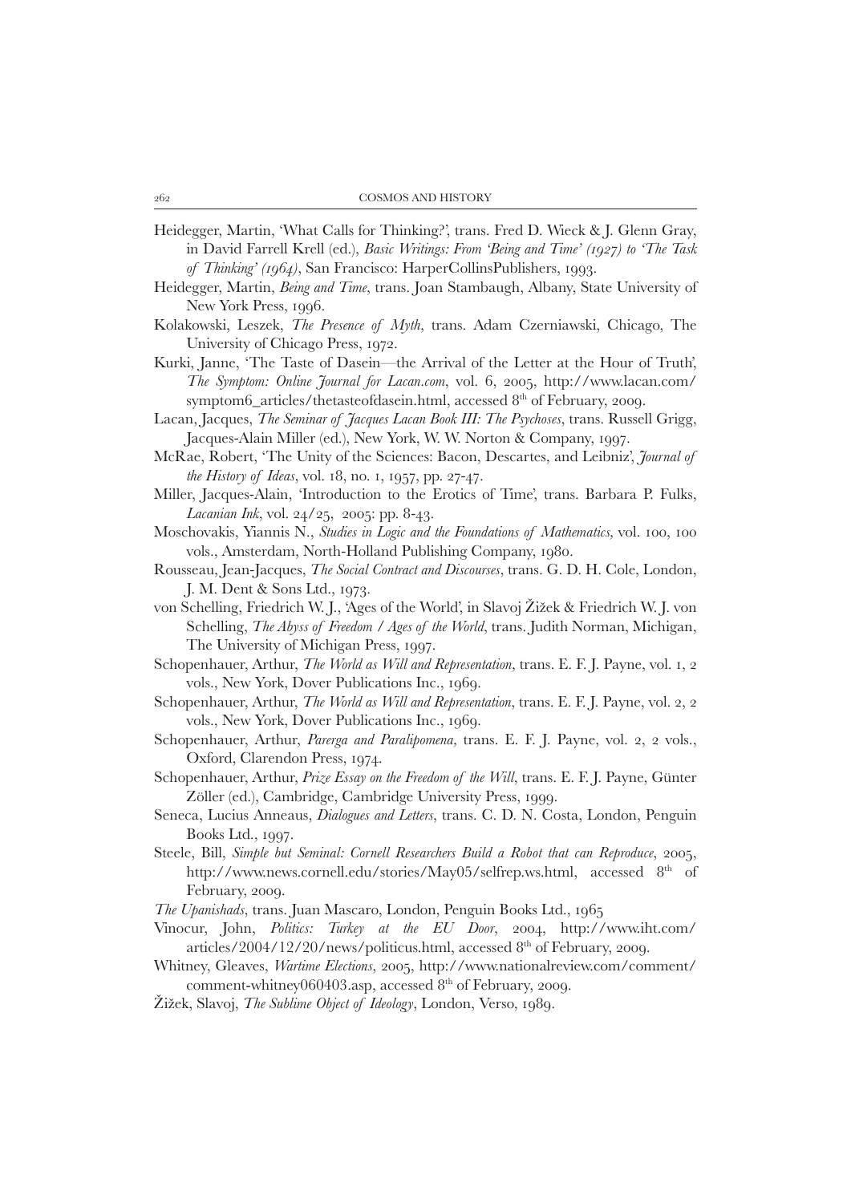Heidegger, Martin, 'What Calls for Thinking?', trans. Fred D. Wieck & J. Glenn Gray, in David Farrell Krell (ed.), *Basic Writings: From 'Being and Time' (1927) to 'The Task of Thinking' (1964)*, San Francisco: HarperCollinsPublishers, 1993.

Heidegger, Martin, *Being and Time*, trans. Joan Stambaugh, Albany, State University of New York Press, 1996.

Kolakowski, Leszek, *The Presence of Myth*, trans. Adam Czerniawski, Chicago, The University of Chicago Press, 1972.

Kurki, Janne, 'The Taste of Dasein—the Arrival of the Letter at the Hour of Truth', *The Symptom: Online Journal for Lacan.com*, vol. 6, 2005, http://www.lacan.com/symptom6_articles/thetasteofdasein.html, accessed 8th of February, 2009.

Lacan, Jacques, *The Seminar of Jacques Lacan Book III: The Psychoses*, trans. Russell Grigg, Jacques-Alain Miller (ed.), New York, W. W. Norton & Company, 1997.

McRae, Robert, 'The Unity of the Sciences: Bacon, Descartes, and Leibniz', *Journal of the History of Ideas*, vol. 18, no. 1, 1957, pp. 27-47.

Miller, Jacques-Alain, 'Introduction to the Erotics of Time', trans. Barbara P. Fulks, *Lacanian Ink*, vol. 24/25, 2005: pp. 8-43.

Moschovakis, Yiannis N., *Studies in Logic and the Foundations of Mathematics*, vol. 100, 100 vols., Amsterdam, North-Holland Publishing Company, 1980.

Rousseau, Jean-Jacques, *The Social Contract and Discourses*, trans. G. D. H. Cole, London, J. M. Dent & Sons Ltd., 1973.

von Schelling, Friedrich W. J., 'Ages of the World', in Slavoj Žižek & Friedrich W. J. von Schelling, *The Abyss of Freedom / Ages of the World*, trans. Judith Norman, Michigan, The University of Michigan Press, 1997.

Schopenhauer, Arthur, *The World as Will and Representation*, trans. E. F. J. Payne, vol. 1, 2 vols., New York, Dover Publications Inc., 1969.

Schopenhauer, Arthur, *The World as Will and Representation*, trans. E. F. J. Payne, vol. 2, 2 vols., New York, Dover Publications Inc., 1969.

Schopenhauer, Arthur, *Parerga and Paralipomena*, trans. E. F. J. Payne, vol. 2, 2 vols., Oxford, Clarendon Press, 1974.

Schopenhauer, Arthur, *Prize Essay on the Freedom of the Will*, trans. E. F. J. Payne, Günter Zöller (ed.), Cambridge, Cambridge University Press, 1999.

Seneca, Lucius Anneaus, *Dialogues and Letters*, trans. C. D. N. Costa, London, Penguin Books Ltd., 1997.

Steele, Bill, *Simple but Seminal: Cornell Researchers Build a Robot that can Reproduce*, 2005, http://www.news.cornell.edu/stories/May05/selfrep.ws.html, accessed 8th of February, 2009.

*The Upanishads*, trans. Juan Mascaro, London, Penguin Books Ltd., 1965

Vinocur, John, *Politics: Turkey at the EU Door*, 2004, http://www.iht.com/articles/2004/12/20/news/politicus.html, accessed 8th of February, 2009.

Whitney, Gleaves, *Wartime Elections*, 2005, http://www.nationalreview.com/comment/comment-whitney060403.asp, accessed 8th of February, 2009.

Žižek, Slavoj, *The Sublime Object of Ideology*, London, Verso, 1989.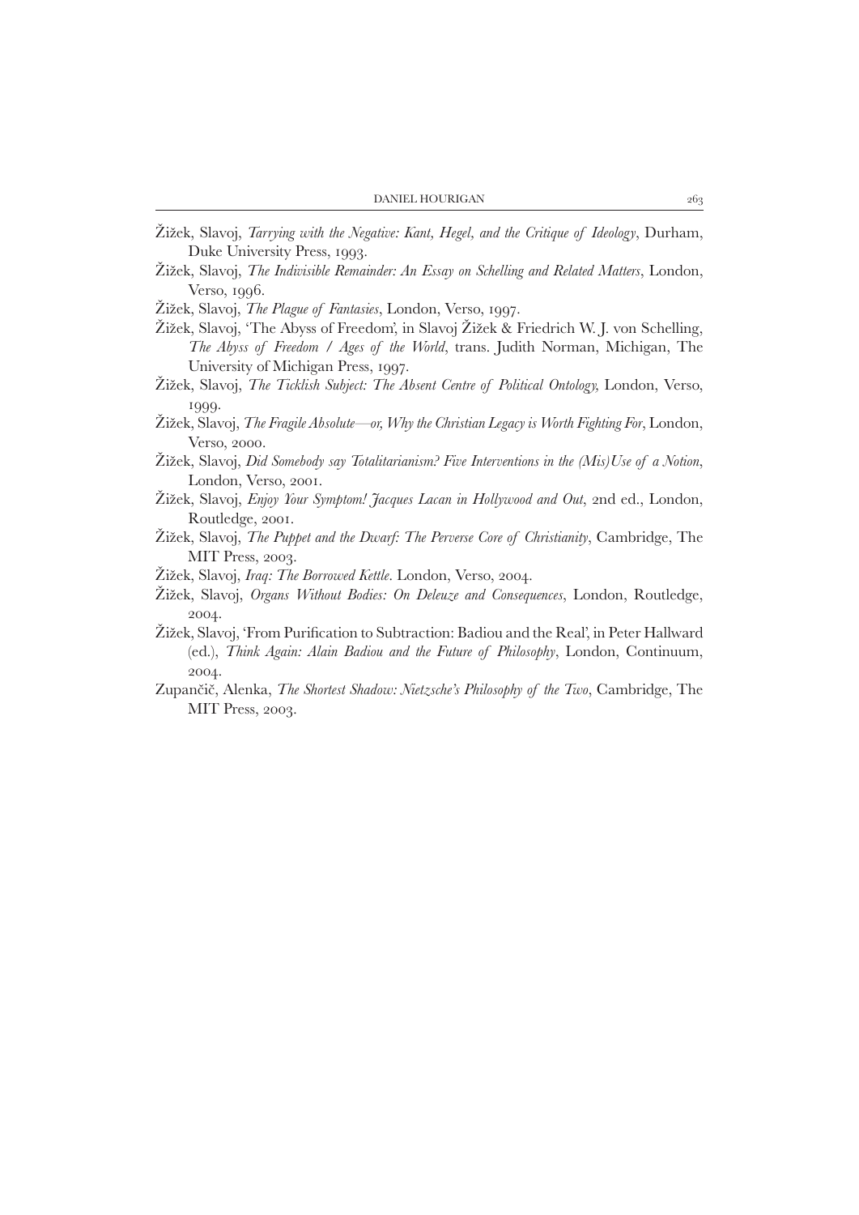Žižek, Slavoj, *Tarrying with the Negative: Kant, Hegel, and the Critique of Ideology*, Durham, Duke University Press, 1993.

Žižek, Slavoj, *The Indivisible Remainder: An Essay on Schelling and Related Matters*, London, Verso, 1996.

Žižek, Slavoj, *The Plague of Fantasies*, London, Verso, 1997.

Žižek, Slavoj, 'The Abyss of Freedom', in Slavoj Žižek & Friedrich W. J. von Schelling, *The Abyss of Freedom / Ages of the World*, trans. Judith Norman, Michigan, The University of Michigan Press, 1997.

Žižek, Slavoj, *The Ticklish Subject: The Absent Centre of Political Ontology,* London, Verso, 1999.

Žižek, Slavoj, *The Fragile Absolute—or, Why the Christian Legacy is Worth Fighting For*, London, Verso, 2000.

Žižek, Slavoj, *Did Somebody say Totalitarianism? Five Interventions in the (Mis)Use of a Notion*, London, Verso, 2001.

Žižek, Slavoj, *Enjoy Your Symptom! Jacques Lacan in Hollywood and Out*, 2nd ed., London, Routledge, 2001.

Žižek, Slavoj, *The Puppet and the Dwarf: The Perverse Core of Christianity*, Cambridge, The MIT Press, 2003.

Žižek, Slavoj, *Iraq: The Borrowed Kettle*. London, Verso, 2004.

Žižek, Slavoj, *Organs Without Bodies: On Deleuze and Consequences*, London, Routledge, 2004.

Žižek, Slavoj, 'From Purification to Subtraction: Badiou and the Real', in Peter Hallward (ed.), *Think Again: Alain Badiou and the Future of Philosophy*, London, Continuum, 2004.

Zupančič, Alenka, *The Shortest Shadow: Nietzsche's Philosophy of the Two*, Cambridge, The MIT Press, 2003.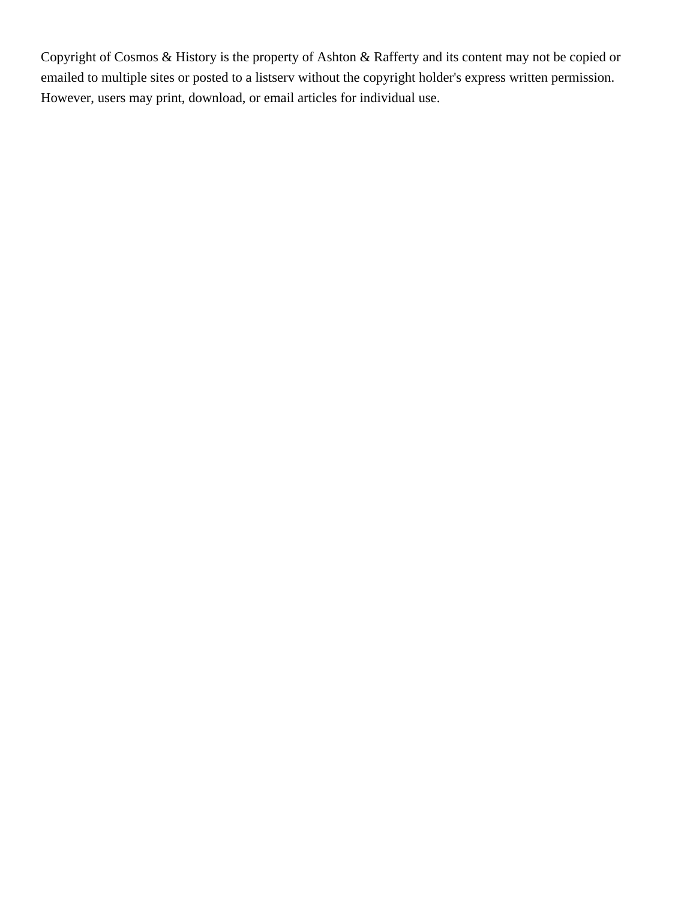Copyright of Cosmos & History is the property of Ashton & Rafferty and its content may not be copied or emailed to multiple sites or posted to a listserv without the copyright holder's express written permission. However, users may print, download, or email articles for individual use.